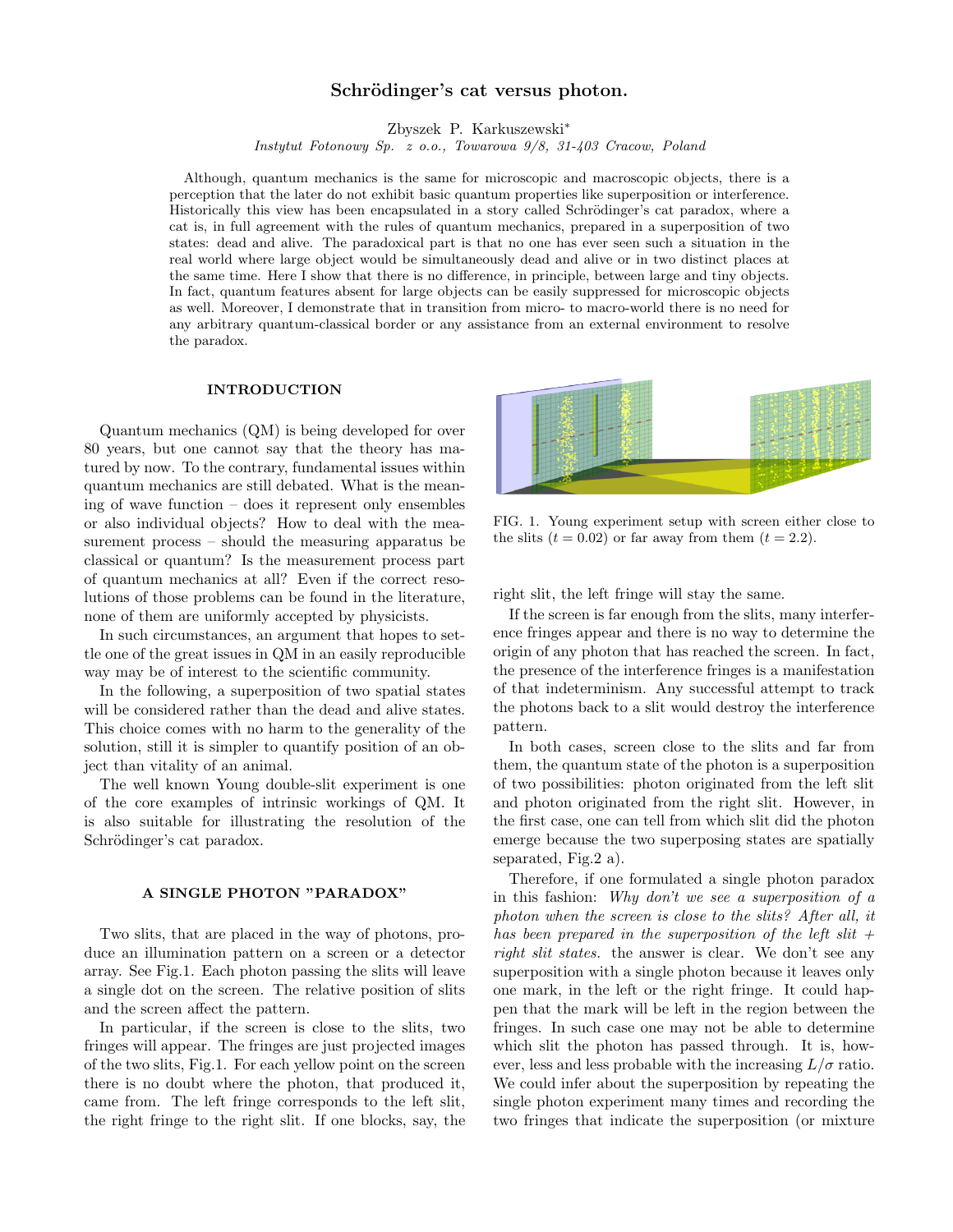# Schrödinger's cat versus photon.

Zbyszek P. Karkuszewski*

*Instytut Fotonowy Sp. z o.o., Towarowa 9/8, 31-403 Cracow, Poland*

Although, quantum mechanics is the same for microscopic and macroscopic objects, there is a perception that the later do not exhibit basic quantum properties like superposition or interference. Historically this view has been encapsulated in a story called Schrödinger's cat paradox, where a cat is, in full agreement with the rules of quantum mechanics, prepared in a superposition of two states: dead and alive. The paradoxical part is that no one has ever seen such a situation in the real world where large object would be simultaneously dead and alive or in two distinct places at the same time. Here I show that there is no difference, in principle, between large and tiny objects. In fact, quantum features absent for large objects can be easily suppressed for microscopic objects as well. Moreover, I demonstrate that in transition from micro- to macro-world there is no need for any arbitrary quantum-classical border or any assistance from an external environment to resolve the paradox.

## INTRODUCTION

Quantum mechanics (QM) is being developed for over 80 years, but one cannot say that the theory has matured by now. To the contrary, fundamental issues within quantum mechanics are still debated. What is the meaning of wave function – does it represent only ensembles or also individual objects? How to deal with the measurement process – should the measuring apparatus be classical or quantum? Is the measurement process part of quantum mechanics at all? Even if the correct resolutions of those problems can be found in the literature, none of them are uniformly accepted by physicists.

In such circumstances, an argument that hopes to settle one of the great issues in QM in an easily reproducible way may be of interest to the scientific community.

In the following, a superposition of two spatial states will be considered rather than the dead and alive states. This choice comes with no harm to the generality of the solution, still it is simpler to quantify position of an object than vitality of an animal.

The well known Young double-slit experiment is one of the core examples of intrinsic workings of QM. It is also suitable for illustrating the resolution of the Schrödinger's cat paradox.

## A SINGLE PHOTON "PARADOX"

Two slits, that are placed in the way of photons, produce an illumination pattern on a screen or a detector array. See Fig.1. Each photon passing the slits will leave a single dot on the screen. The relative position of slits and the screen affect the pattern.

In particular, if the screen is close to the slits, two fringes will appear. The fringes are just projected images of the two slits, Fig.1. For each yellow point on the screen there is no doubt where the photon, that produced it, came from. The left fringe corresponds to the left slit, the right fringe to the right slit. If one blocks, say, the right slit, the left fringe will stay the same.

FIG. 1. Young experiment setup with screen either close to the slits ($t = 0.02$) or far away from them ($t = 2.2$).

If the screen is far enough from the slits, many interference fringes appear and there is no way to determine the origin of any photon that has reached the screen. In fact, the presence of the interference fringes is a manifestation of that indeterminism. Any successful attempt to track the photons back to a slit would destroy the interference pattern.

In both cases, screen close to the slits and far from them, the quantum state of the photon is a superposition of two possibilities: photon originated from the left slit and photon originated from the right slit. However, in the first case, one can tell from which slit did the photon emerge because the two superposing states are spatially separated, Fig.2 a).

Therefore, if one formulated a single photon paradox in this fashion: *Why don't we see a superposition of a photon when the screen is close to the slits? After all, it has been prepared in the superposition of the left slit + right slit states.* the answer is clear. We don't see any superposition with a single photon because it leaves only one mark, in the left or the right fringe. It could happen that the mark will be left in the region between the fringes. In such case one may not be able to determine which slit the photon has passed through. It is, however, less and less probable with the increasing $L/\sigma$ ratio. We could infer about the superposition by repeating the single photon experiment many times and recording the two fringes that indicate the superposition (or mixture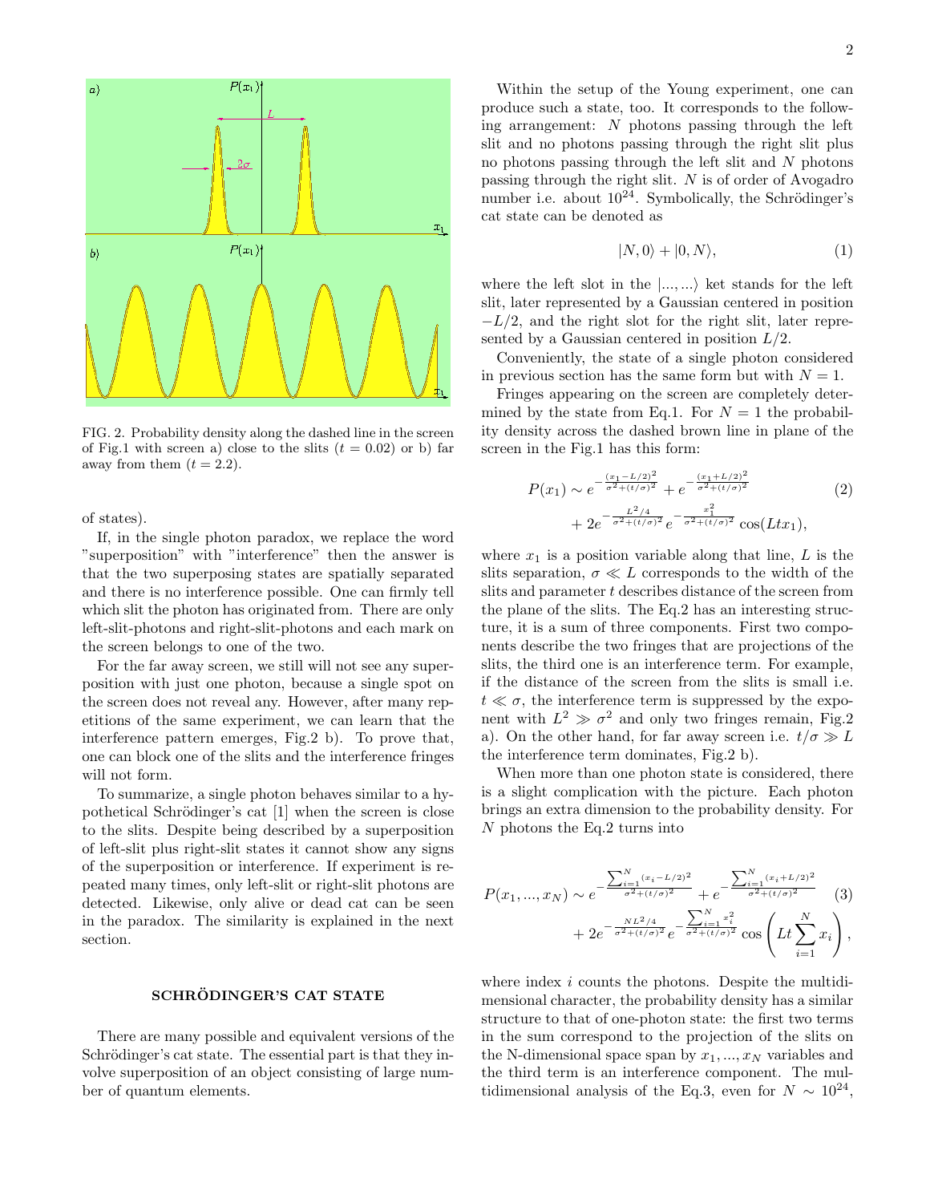FIG. 2. Probability density along the dashed line in the screen of Fig.1 with screen a) close to the slits ($t = 0.02$) or b) far away from them ($t = 2.2$).

of states).

If, in the single photon paradox, we replace the word "superposition" with "interference" then the answer is that the two superposing states are spatially separated and there is no interference possible. One can firmly tell which slit the photon has originated from. There are only left-slit-photons and right-slit-photons and each mark on the screen belongs to one of the two.

For the far away screen, we still will not see any superposition with just one photon, because a single spot on the screen does not reveal any. However, after many repetitions of the same experiment, we can learn that the interference pattern emerges, Fig.2 b). To prove that, one can block one of the slits and the interference fringes will not form.

To summarize, a single photon behaves similar to a hypothetical Schrödinger's cat [1] when the screen is close to the slits. Despite being described by a superposition of left-slit plus right-slit states it cannot show any signs of the superposition or interference. If experiment is repeated many times, only left-slit or right-slit photons are detected. Likewise, only alive or dead cat can be seen in the paradox. The similarity is explained in the next section.

## SCHRÖDINGER'S CAT STATE

There are many possible and equivalent versions of the Schrödinger's cat state. The essential part is that they involve superposition of an object consisting of large number of quantum elements.

Within the setup of the Young experiment, one can produce such a state, too. It corresponds to the following arrangement: $N$ photons passing through the left slit and no photons passing through the right slit plus no photons passing through the left slit and $N$ photons passing through the right slit. $N$ is of order of Avogadro number i.e. about $10^{24}$. Symbolically, the Schrödinger's cat state can be denoted as

$$|N, 0\rangle + |0, N\rangle, \tag{1}$$

where the left slot in the $|..., ...\rangle$ ket stands for the left slit, later represented by a Gaussian centered in position $-L/2$, and the right slot for the right slit, later represented by a Gaussian centered in position $L/2$.

Conveniently, the state of a single photon considered in previous section has the same form but with $N = 1$.

Fringes appearing on the screen are completely determined by the state from Eq.1. For $N = 1$ the probability density across the dashed brown line in plane of the screen in the Fig.1 has this form:

$$P(x_1) \sim e^{-\frac{(x_1-L/2)^2}{\sigma^2+(t/\sigma)^2}} + e^{-\frac{(x_1+L/2)^2}{\sigma^2+(t/\sigma)^2}} + 2e^{-\frac{L^2/4}{\sigma^2+(t/\sigma)^2}} e^{-\frac{x_1^2}{\sigma^2+(t/\sigma)^2}} \cos(Ltx_1), \tag{2}$$

where $x_1$ is a position variable along that line, $L$ is the slits separation, $\sigma \ll L$ corresponds to the width of the slits and parameter $t$ describes distance of the screen from the plane of the slits. The Eq.2 has an interesting structure, it is a sum of three components. First two components describe the two fringes that are projections of the slits, the third one is an interference term. For example, if the distance of the screen from the slits is small i.e. $t \ll \sigma$, the interference term is suppressed by the exponent with $L^2 \gg \sigma^2$ and only two fringes remain, Fig.2 a). On the other hand, for far away screen i.e. $t/\sigma \gg L$ the interference term dominates, Fig.2 b).

When more than one photon state is considered, there is a slight complication with the picture. Each photon brings an extra dimension to the probability density. For $N$ photons the Eq.2 turns into

$$P(x_1, ..., x_N) \sim e^{-\frac{\sum_{i=1}^{N}(x_i-L/2)^2}{\sigma^2+(t/\sigma)^2}} + e^{-\frac{\sum_{i=1}^{N}(x_i+L/2)^2}{\sigma^2+(t/\sigma)^2}} + 2e^{-\frac{NL^2/4}{\sigma^2+(t/\sigma)^2}} e^{-\frac{\sum_{i=1}^{N}x_i^2}{\sigma^2+(t/\sigma)^2}} \cos\left(Lt\sum_{i=1}^{N}x_i\right), \tag{3}$$

where index $i$ counts the photons. Despite the multidimensional character, the probability density has a similar structure to that of one-photon state: the first two terms in the sum correspond to the projection of the slits on the N-dimensional space span by $x_1, ..., x_N$ variables and the third term is an interference component. The multidimensional analysis of the Eq.3, even for $N \sim 10^{24}$,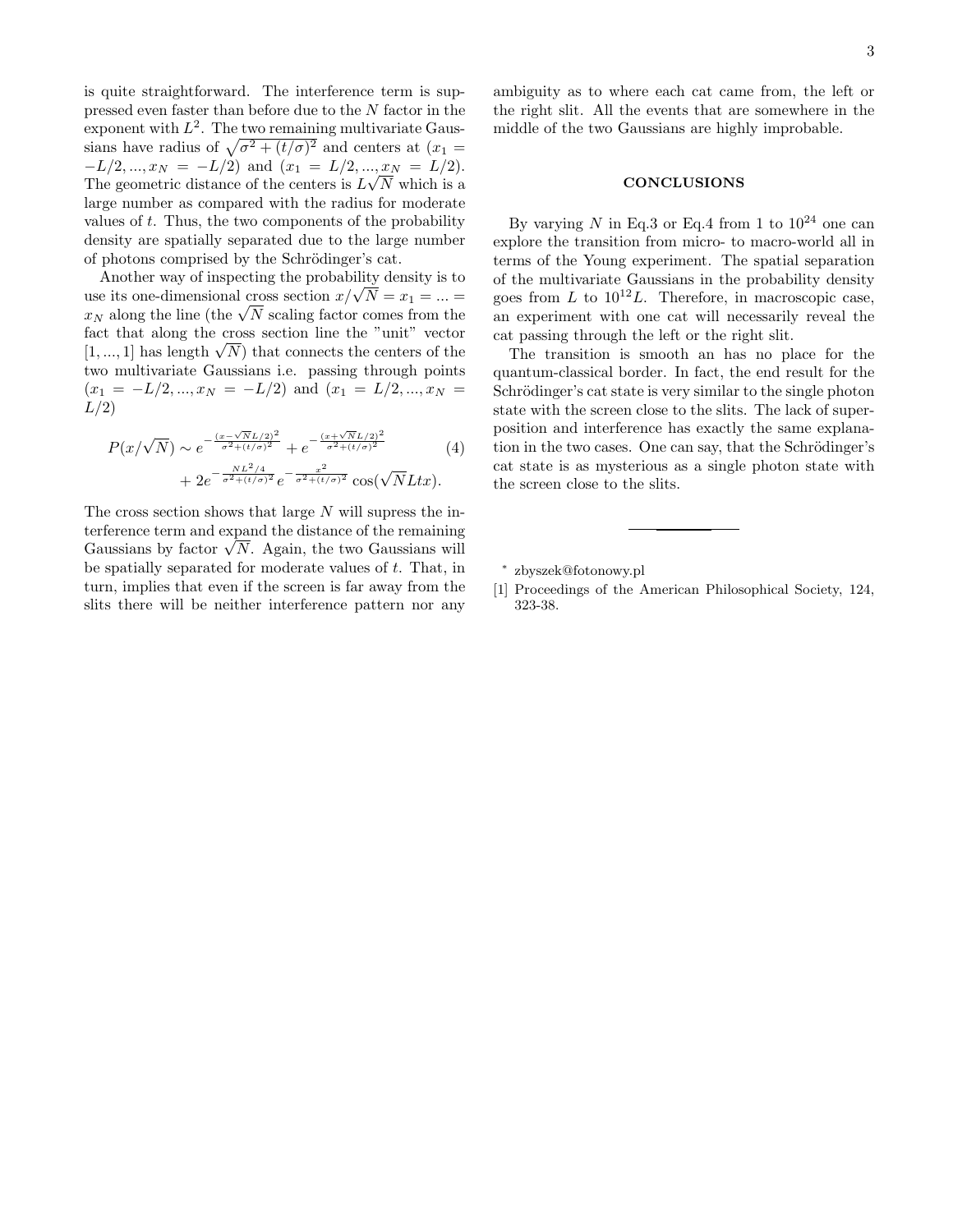is quite straightforward. The interference term is suppressed even faster than before due to the $N$ factor in the exponent with $L^2$. The two remaining multivariate Gaussians have radius of $\sqrt{\sigma^2 + (t/\sigma)^2}$ and centers at $(x_1 = -L/2, ..., x_N = -L/2)$ and $(x_1 = L/2, ..., x_N = L/2)$. The geometric distance of the centers is $L\sqrt{N}$ which is a large number as compared with the radius for moderate values of $t$. Thus, the two components of the probability density are spatially separated due to the large number of photons comprised by the Schrödinger's cat.

Another way of inspecting the probability density is to use its one-dimensional cross section $x/\sqrt{N} = x_1 = ... = x_N$ along the line (the $\sqrt{N}$ scaling factor comes from the fact that along the cross section line the "unit" vector $[1, ..., 1]$ has length $\sqrt{N}$) that connects the centers of the two multivariate Gaussians i.e. passing through points $(x_1 = -L/2, ..., x_N = -L/2)$ and $(x_1 = L/2, ..., x_N = L/2)$

$$P(x/\sqrt{N}) \sim e^{-\frac{(x-\sqrt{N}L/2)^2}{\sigma^2+(t/\sigma)^2}} + e^{-\frac{(x+\sqrt{N}L/2)^2}{\sigma^2+(t/\sigma)^2}} + 2e^{-\frac{NL^2/4}{\sigma^2+(t/\sigma)^2}} e^{-\frac{x^2}{\sigma^2+(t/\sigma)^2}} \cos(\sqrt{N}Ltx). \quad (4)$$

The cross section shows that large $N$ will supress the interference term and expand the distance of the remaining Gaussians by factor $\sqrt{N}$. Again, the two Gaussians will be spatially separated for moderate values of $t$. That, in turn, implies that even if the screen is far away from the slits there will be neither interference pattern nor any ambiguity as to where each cat came from, the left or the right slit. All the events that are somewhere in the middle of the two Gaussians are highly improbable.

## CONCLUSIONS

By varying $N$ in Eq.3 or Eq.4 from 1 to $10^{24}$ one can explore the transition from micro- to macro-world all in terms of the Young experiment. The spatial separation of the multivariate Gaussians in the probability density goes from $L$ to $10^{12}L$. Therefore, in macroscopic case, an experiment with one cat will necessarily reveal the cat passing through the left or the right slit.

The transition is smooth an has no place for the quantum-classical border. In fact, the end result for the Schrödinger's cat state is very similar to the single photon state with the screen close to the slits. The lack of superposition and interference has exactly the same explanation in the two cases. One can say, that the Schrödinger's cat state is as mysterious as a single photon state with the screen close to the slits.

---

* zbyszek@fotonowy.pl

[1] Proceedings of the American Philosophical Society, 124, 323-38.